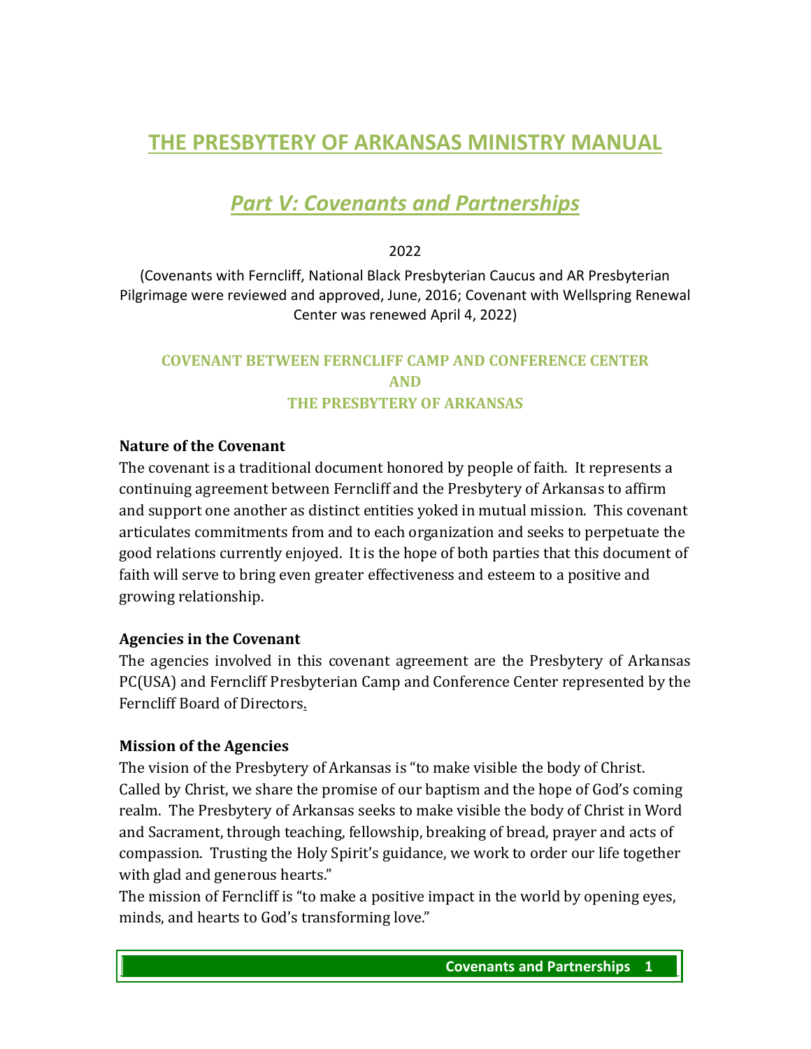# THE PRESBYTERY OF ARKANSAS MINISTRY MANUAL

## *Part V: Covenants and Partnerships*

2022

(Covenants with Ferncliff, National Black Presbyterian Caucus and AR Presbyterian Pilgrimage were reviewed and approved, June, 2016; Covenant with Wellspring Renewal Center was renewed April 4, 2022)

### COVENANT BETWEEN FERNCLIFF CAMP AND CONFERENCE CENTER AND THE PRESBYTERY OF ARKANSAS

**Nature of the Covenant**

The covenant is a traditional document honored by people of faith. It represents a continuing agreement between Ferncliff and the Presbytery of Arkansas to affirm and support one another as distinct entities yoked in mutual mission. This covenant articulates commitments from and to each organization and seeks to perpetuate the good relations currently enjoyed. It is the hope of both parties that this document of faith will serve to bring even greater effectiveness and esteem to a positive and growing relationship.

**Agencies in the Covenant**

The agencies involved in this covenant agreement are the Presbytery of Arkansas PC(USA) and Ferncliff Presbyterian Camp and Conference Center represented by the Ferncliff Board of Directors.

**Mission of the Agencies**

The vision of the Presbytery of Arkansas is "to make visible the body of Christ. Called by Christ, we share the promise of our baptism and the hope of God's coming realm. The Presbytery of Arkansas seeks to make visible the body of Christ in Word and Sacrament, through teaching, fellowship, breaking of bread, prayer and acts of compassion. Trusting the Holy Spirit's guidance, we work to order our life together with glad and generous hearts."

The mission of Ferncliff is "to make a positive impact in the world by opening eyes, minds, and hearts to God's transforming love."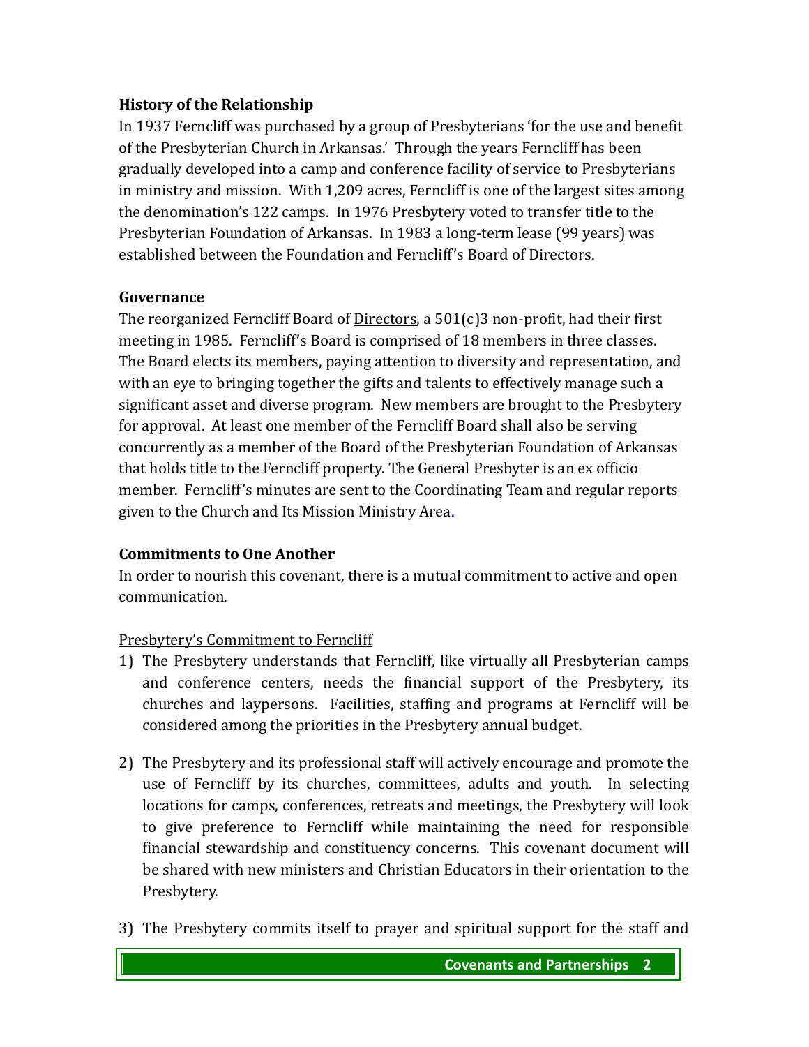**History of the Relationship**

In 1937 Ferncliff was purchased by a group of Presbyterians 'for the use and benefit of the Presbyterian Church in Arkansas.' Through the years Ferncliff has been gradually developed into a camp and conference facility of service to Presbyterians in ministry and mission. With 1,209 acres, Ferncliff is one of the largest sites among the denomination's 122 camps. In 1976 Presbytery voted to transfer title to the Presbyterian Foundation of Arkansas. In 1983 a long-term lease (99 years) was established between the Foundation and Ferncliff's Board of Directors.

**Governance**

The reorganized Ferncliff Board of Directors, a 501(c)3 non-profit, had their first meeting in 1985. Ferncliff's Board is comprised of 18 members in three classes. The Board elects its members, paying attention to diversity and representation, and with an eye to bringing together the gifts and talents to effectively manage such a significant asset and diverse program. New members are brought to the Presbytery for approval. At least one member of the Ferncliff Board shall also be serving concurrently as a member of the Board of the Presbyterian Foundation of Arkansas that holds title to the Ferncliff property. The General Presbyter is an ex officio member. Ferncliff's minutes are sent to the Coordinating Team and regular reports given to the Church and Its Mission Ministry Area.

**Commitments to One Another**

In order to nourish this covenant, there is a mutual commitment to active and open communication.

Presbytery's Commitment to Ferncliff

1) The Presbytery understands that Ferncliff, like virtually all Presbyterian camps and conference centers, needs the financial support of the Presbytery, its churches and laypersons. Facilities, staffing and programs at Ferncliff will be considered among the priorities in the Presbytery annual budget.

2) The Presbytery and its professional staff will actively encourage and promote the use of Ferncliff by its churches, committees, adults and youth. In selecting locations for camps, conferences, retreats and meetings, the Presbytery will look to give preference to Ferncliff while maintaining the need for responsible financial stewardship and constituency concerns. This covenant document will be shared with new ministers and Christian Educators in their orientation to the Presbytery.

3) The Presbytery commits itself to prayer and spiritual support for the staff and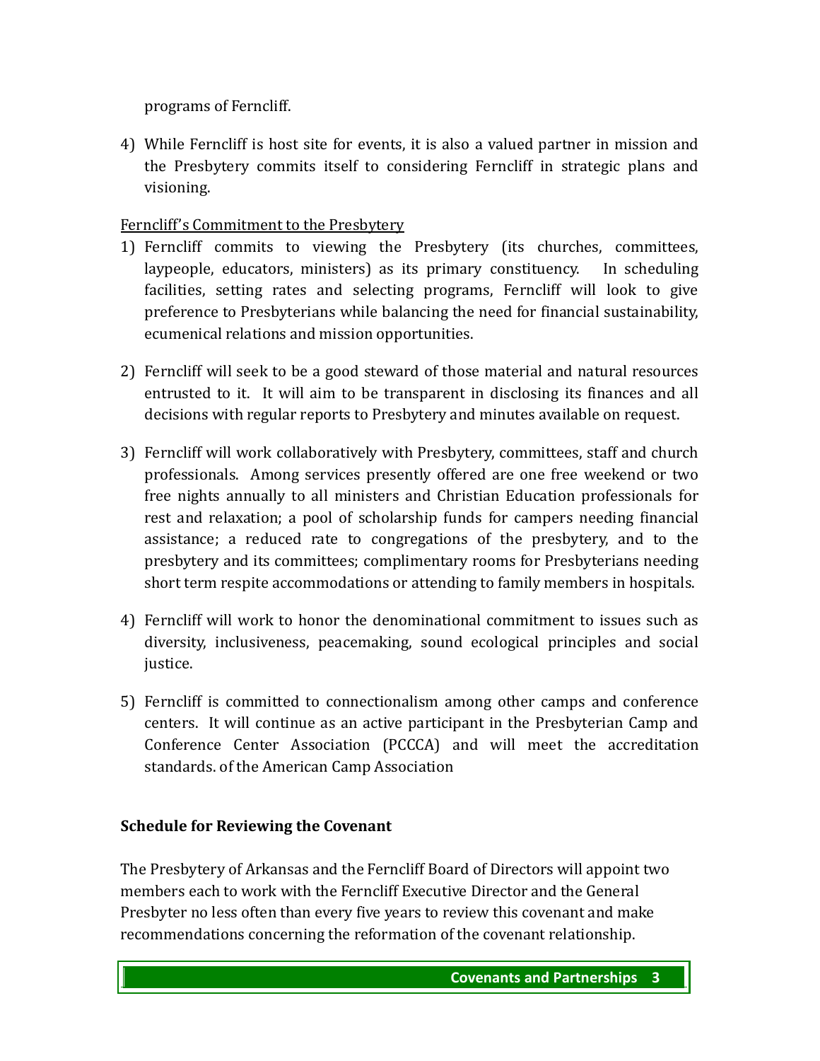programs of Ferncliff.

4) While Ferncliff is host site for events, it is also a valued partner in mission and the Presbytery commits itself to considering Ferncliff in strategic plans and visioning.

Ferncliff's Commitment to the Presbytery

1) Ferncliff commits to viewing the Presbytery (its churches, committees, laypeople, educators, ministers) as its primary constituency. In scheduling facilities, setting rates and selecting programs, Ferncliff will look to give preference to Presbyterians while balancing the need for financial sustainability, ecumenical relations and mission opportunities.

2) Ferncliff will seek to be a good steward of those material and natural resources entrusted to it. It will aim to be transparent in disclosing its finances and all decisions with regular reports to Presbytery and minutes available on request.

3) Ferncliff will work collaboratively with Presbytery, committees, staff and church professionals. Among services presently offered are one free weekend or two free nights annually to all ministers and Christian Education professionals for rest and relaxation; a pool of scholarship funds for campers needing financial assistance; a reduced rate to congregations of the presbytery, and to the presbytery and its committees; complimentary rooms for Presbyterians needing short term respite accommodations or attending to family members in hospitals.

4) Ferncliff will work to honor the denominational commitment to issues such as diversity, inclusiveness, peacemaking, sound ecological principles and social justice.

5) Ferncliff is committed to connectionalism among other camps and conference centers. It will continue as an active participant in the Presbyterian Camp and Conference Center Association (PCCCA) and will meet the accreditation standards. of the American Camp Association

**Schedule for Reviewing the Covenant**

The Presbytery of Arkansas and the Ferncliff Board of Directors will appoint two members each to work with the Ferncliff Executive Director and the General Presbyter no less often than every five years to review this covenant and make recommendations concerning the reformation of the covenant relationship.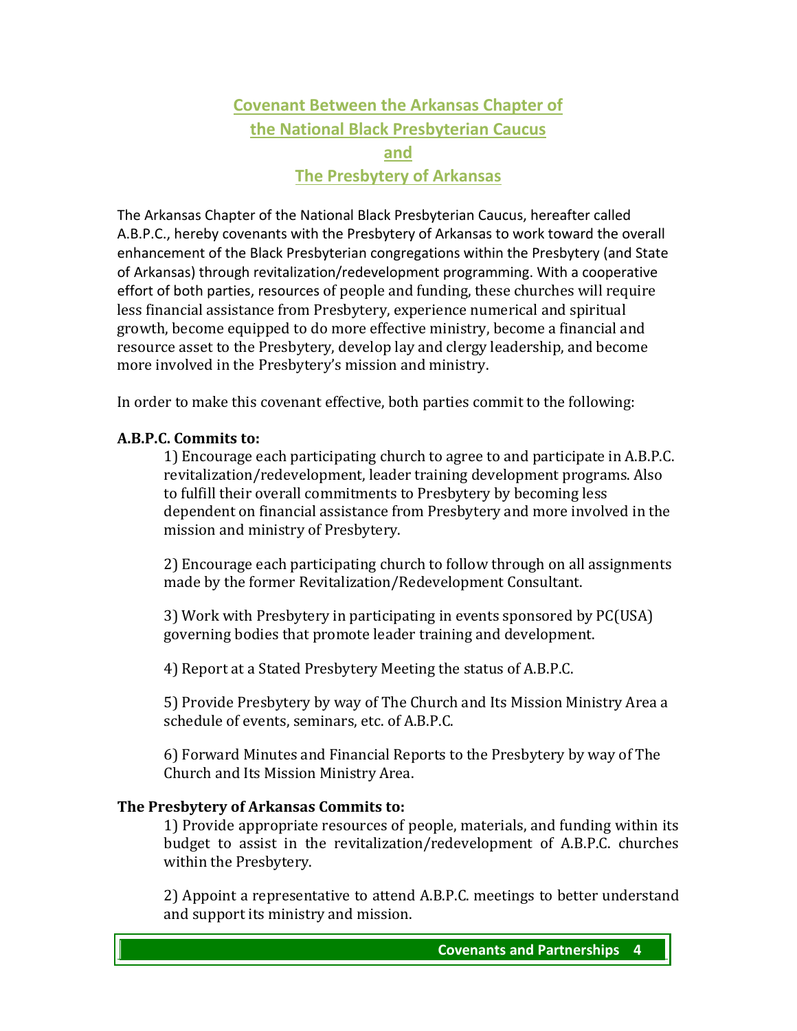# Covenant Between the Arkansas Chapter of the National Black Presbyterian Caucus and The Presbytery of Arkansas

The Arkansas Chapter of the National Black Presbyterian Caucus, hereafter called A.B.P.C., hereby covenants with the Presbytery of Arkansas to work toward the overall enhancement of the Black Presbyterian congregations within the Presbytery (and State of Arkansas) through revitalization/redevelopment programming. With a cooperative effort of both parties, resources of people and funding, these churches will require less financial assistance from Presbytery, experience numerical and spiritual growth, become equipped to do more effective ministry, become a financial and resource asset to the Presbytery, develop lay and clergy leadership, and become more involved in the Presbytery's mission and ministry.

In order to make this covenant effective, both parties commit to the following:

**A.B.P.C. Commits to:**

1) Encourage each participating church to agree to and participate in A.B.P.C. revitalization/redevelopment, leader training development programs. Also to fulfill their overall commitments to Presbytery by becoming less dependent on financial assistance from Presbytery and more involved in the mission and ministry of Presbytery.

2) Encourage each participating church to follow through on all assignments made by the former Revitalization/Redevelopment Consultant.

3) Work with Presbytery in participating in events sponsored by PC(USA) governing bodies that promote leader training and development.

4) Report at a Stated Presbytery Meeting the status of A.B.P.C.

5) Provide Presbytery by way of The Church and Its Mission Ministry Area a schedule of events, seminars, etc. of A.B.P.C.

6) Forward Minutes and Financial Reports to the Presbytery by way of The Church and Its Mission Ministry Area.

**The Presbytery of Arkansas Commits to:**

1) Provide appropriate resources of people, materials, and funding within its budget to assist in the revitalization/redevelopment of A.B.P.C. churches within the Presbytery.

2) Appoint a representative to attend A.B.P.C. meetings to better understand and support its ministry and mission.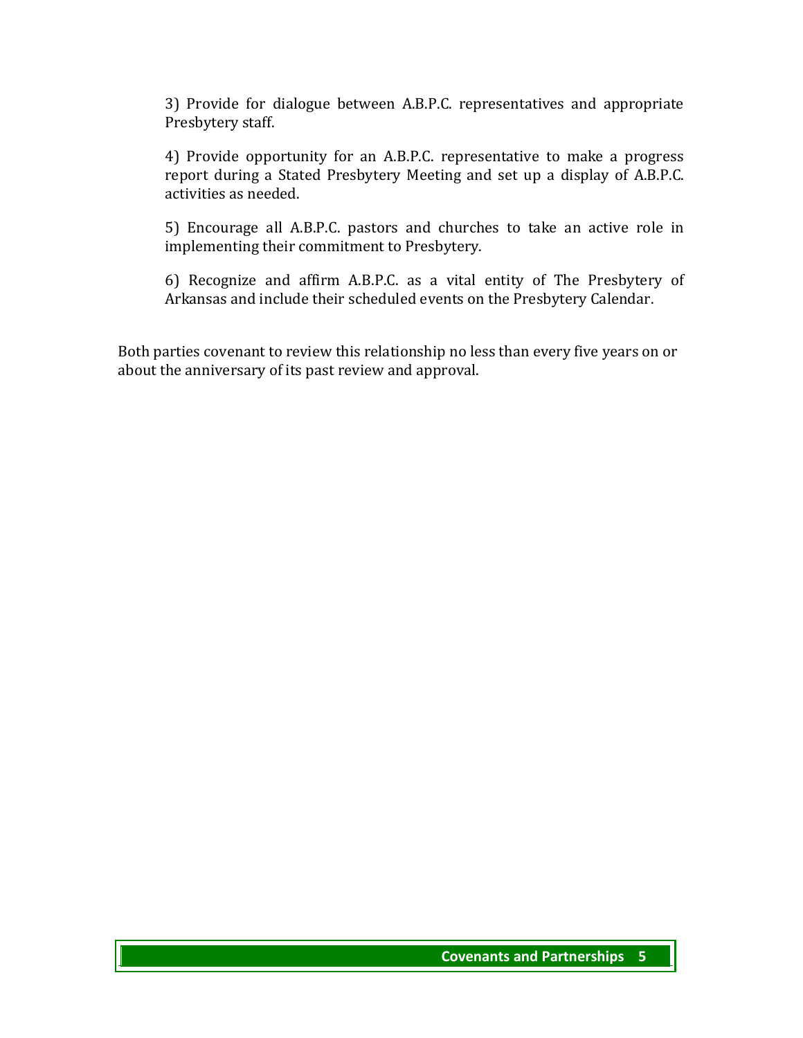3) Provide for dialogue between A.B.P.C. representatives and appropriate Presbytery staff.

4) Provide opportunity for an A.B.P.C. representative to make a progress report during a Stated Presbytery Meeting and set up a display of A.B.P.C. activities as needed.

5) Encourage all A.B.P.C. pastors and churches to take an active role in implementing their commitment to Presbytery.

6) Recognize and affirm A.B.P.C. as a vital entity of The Presbytery of Arkansas and include their scheduled events on the Presbytery Calendar.

Both parties covenant to review this relationship no less than every five years on or about the anniversary of its past review and approval.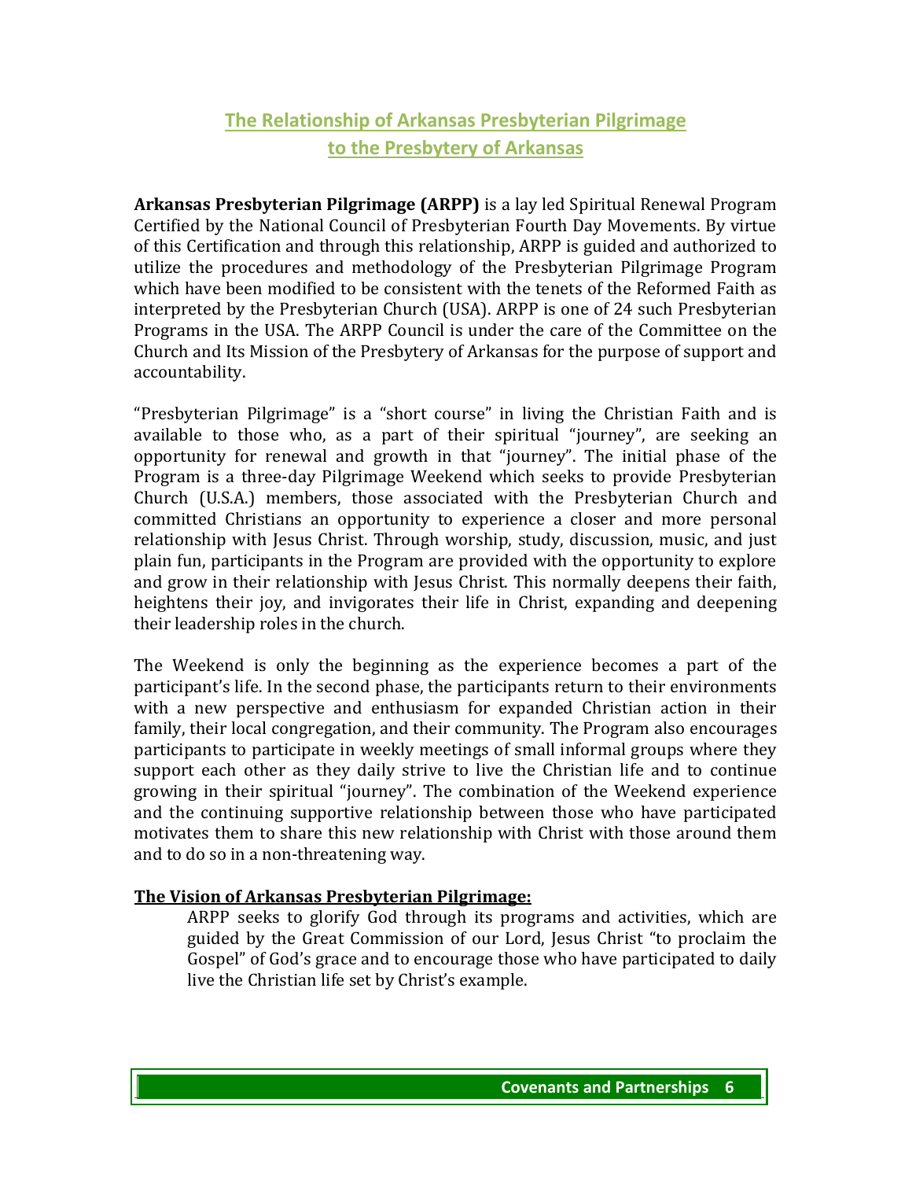## The Relationship of Arkansas Presbyterian Pilgrimage to the Presbytery of Arkansas

**Arkansas Presbyterian Pilgrimage (ARPP)** is a lay led Spiritual Renewal Program Certified by the National Council of Presbyterian Fourth Day Movements. By virtue of this Certification and through this relationship, ARPP is guided and authorized to utilize the procedures and methodology of the Presbyterian Pilgrimage Program which have been modified to be consistent with the tenets of the Reformed Faith as interpreted by the Presbyterian Church (USA). ARPP is one of 24 such Presbyterian Programs in the USA. The ARPP Council is under the care of the Committee on the Church and Its Mission of the Presbytery of Arkansas for the purpose of support and accountability.

"Presbyterian Pilgrimage" is a "short course" in living the Christian Faith and is available to those who, as a part of their spiritual "journey", are seeking an opportunity for renewal and growth in that "journey". The initial phase of the Program is a three-day Pilgrimage Weekend which seeks to provide Presbyterian Church (U.S.A.) members, those associated with the Presbyterian Church and committed Christians an opportunity to experience a closer and more personal relationship with Jesus Christ. Through worship, study, discussion, music, and just plain fun, participants in the Program are provided with the opportunity to explore and grow in their relationship with Jesus Christ. This normally deepens their faith, heightens their joy, and invigorates their life in Christ, expanding and deepening their leadership roles in the church.

The Weekend is only the beginning as the experience becomes a part of the participant's life. In the second phase, the participants return to their environments with a new perspective and enthusiasm for expanded Christian action in their family, their local congregation, and their community. The Program also encourages participants to participate in weekly meetings of small informal groups where they support each other as they daily strive to live the Christian life and to continue growing in their spiritual "journey". The combination of the Weekend experience and the continuing supportive relationship between those who have participated motivates them to share this new relationship with Christ with those around them and to do so in a non-threatening way.

**The Vision of Arkansas Presbyterian Pilgrimage:**

ARPP seeks to glorify God through its programs and activities, which are guided by the Great Commission of our Lord, Jesus Christ "to proclaim the Gospel" of God's grace and to encourage those who have participated to daily live the Christian life set by Christ's example.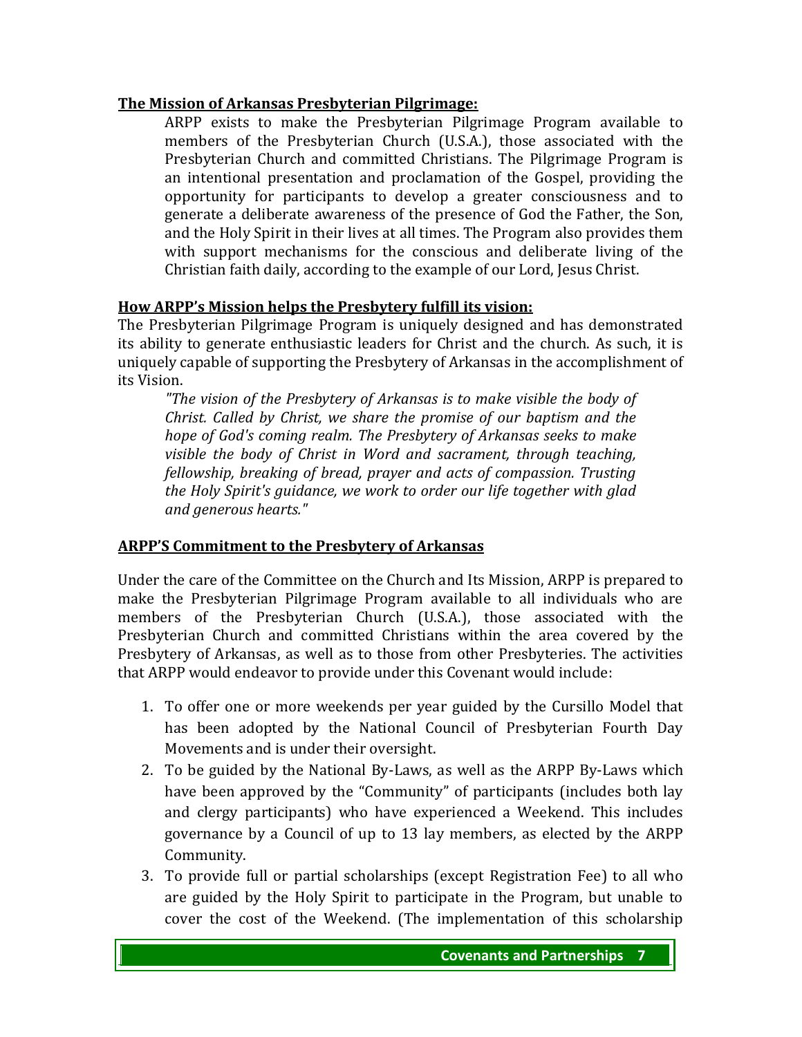**The Mission of Arkansas Presbyterian Pilgrimage:**

ARPP exists to make the Presbyterian Pilgrimage Program available to members of the Presbyterian Church (U.S.A.), those associated with the Presbyterian Church and committed Christians. The Pilgrimage Program is an intentional presentation and proclamation of the Gospel, providing the opportunity for participants to develop a greater consciousness and to generate a deliberate awareness of the presence of God the Father, the Son, and the Holy Spirit in their lives at all times. The Program also provides them with support mechanisms for the conscious and deliberate living of the Christian faith daily, according to the example of our Lord, Jesus Christ.

**How ARPP's Mission helps the Presbytery fulfill its vision:**

The Presbyterian Pilgrimage Program is uniquely designed and has demonstrated its ability to generate enthusiastic leaders for Christ and the church. As such, it is uniquely capable of supporting the Presbytery of Arkansas in the accomplishment of its Vision.

> *"The vision of the Presbytery of Arkansas is to make visible the body of Christ. Called by Christ, we share the promise of our baptism and the hope of God's coming realm. The Presbytery of Arkansas seeks to make visible the body of Christ in Word and sacrament, through teaching, fellowship, breaking of bread, prayer and acts of compassion. Trusting the Holy Spirit's guidance, we work to order our life together with glad and generous hearts."*

**ARPP'S Commitment to the Presbytery of Arkansas**

Under the care of the Committee on the Church and Its Mission, ARPP is prepared to make the Presbyterian Pilgrimage Program available to all individuals who are members of the Presbyterian Church (U.S.A.), those associated with the Presbyterian Church and committed Christians within the area covered by the Presbytery of Arkansas, as well as to those from other Presbyteries. The activities that ARPP would endeavor to provide under this Covenant would include:

1. To offer one or more weekends per year guided by the Cursillo Model that has been adopted by the National Council of Presbyterian Fourth Day Movements and is under their oversight.
2. To be guided by the National By-Laws, as well as the ARPP By-Laws which have been approved by the "Community" of participants (includes both lay and clergy participants) who have experienced a Weekend. This includes governance by a Council of up to 13 lay members, as elected by the ARPP Community.
3. To provide full or partial scholarships (except Registration Fee) to all who are guided by the Holy Spirit to participate in the Program, but unable to cover the cost of the Weekend. (The implementation of this scholarship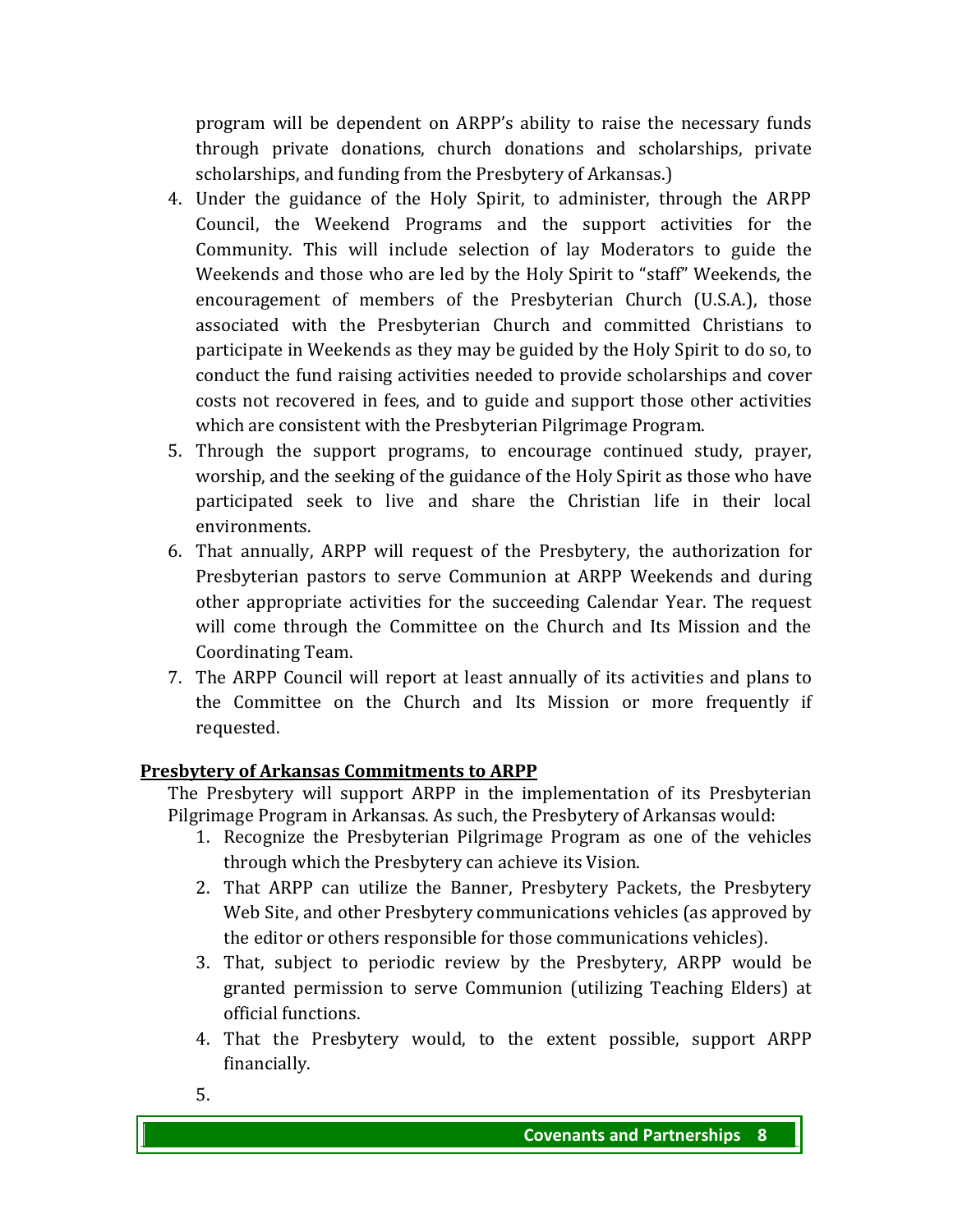program will be dependent on ARPP's ability to raise the necessary funds through private donations, church donations and scholarships, private scholarships, and funding from the Presbytery of Arkansas.)

4. Under the guidance of the Holy Spirit, to administer, through the ARPP Council, the Weekend Programs and the support activities for the Community. This will include selection of lay Moderators to guide the Weekends and those who are led by the Holy Spirit to "staff" Weekends, the encouragement of members of the Presbyterian Church (U.S.A.), those associated with the Presbyterian Church and committed Christians to participate in Weekends as they may be guided by the Holy Spirit to do so, to conduct the fund raising activities needed to provide scholarships and cover costs not recovered in fees, and to guide and support those other activities which are consistent with the Presbyterian Pilgrimage Program.
5. Through the support programs, to encourage continued study, prayer, worship, and the seeking of the guidance of the Holy Spirit as those who have participated seek to live and share the Christian life in their local environments.
6. That annually, ARPP will request of the Presbytery, the authorization for Presbyterian pastors to serve Communion at ARPP Weekends and during other appropriate activities for the succeeding Calendar Year. The request will come through the Committee on the Church and Its Mission and the Coordinating Team.
7. The ARPP Council will report at least annually of its activities and plans to the Committee on the Church and Its Mission or more frequently if requested.

**Presbytery of Arkansas Commitments to ARPP**

The Presbytery will support ARPP in the implementation of its Presbyterian Pilgrimage Program in Arkansas. As such, the Presbytery of Arkansas would:

1. Recognize the Presbyterian Pilgrimage Program as one of the vehicles through which the Presbytery can achieve its Vision.
2. That ARPP can utilize the Banner, Presbytery Packets, the Presbytery Web Site, and other Presbytery communications vehicles (as approved by the editor or others responsible for those communications vehicles).
3. That, subject to periodic review by the Presbytery, ARPP would be granted permission to serve Communion (utilizing Teaching Elders) at official functions.
4. That the Presbytery would, to the extent possible, support ARPP financially.
5.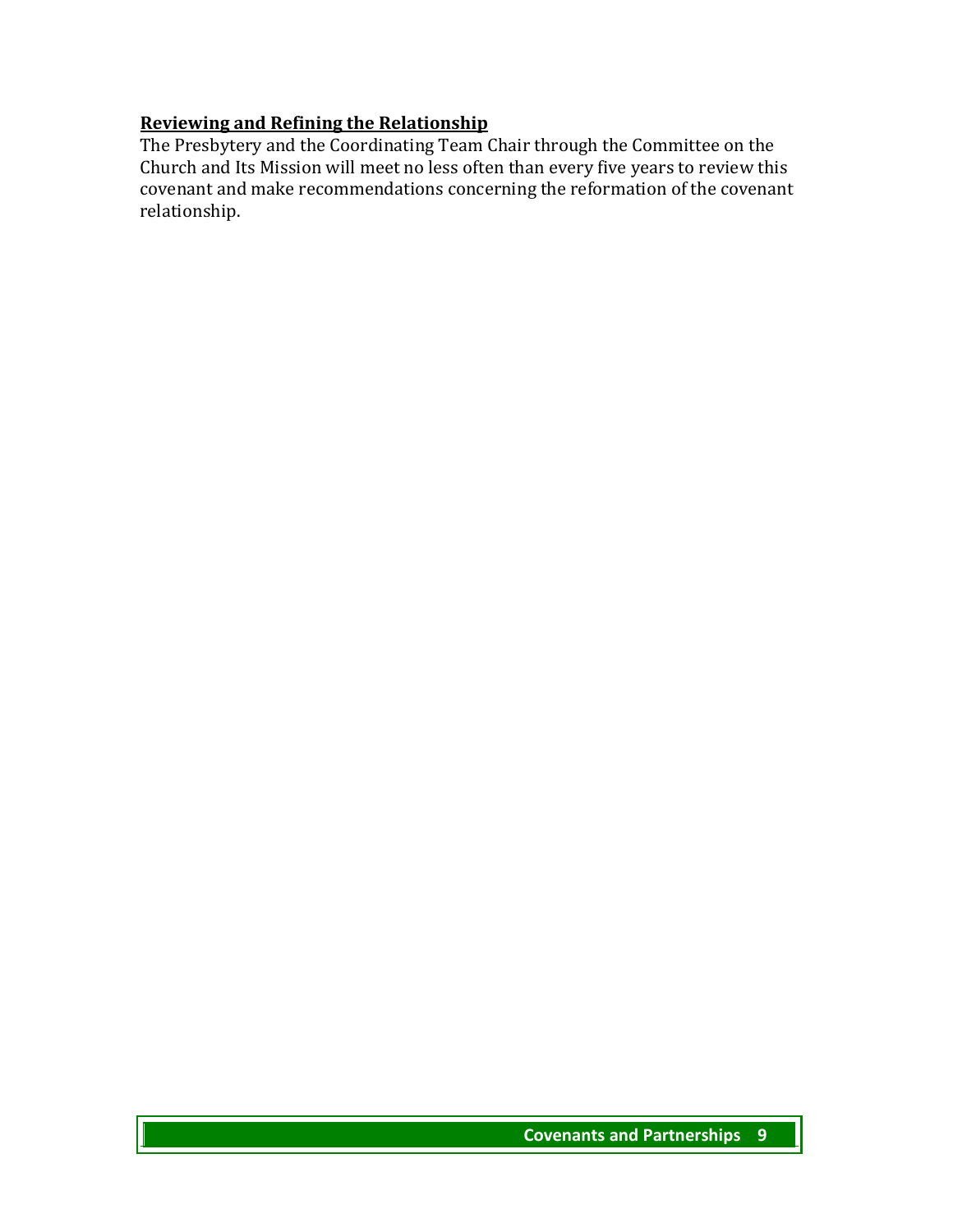**Reviewing and Refining the Relationship**

The Presbytery and the Coordinating Team Chair through the Committee on the Church and Its Mission will meet no less often than every five years to review this covenant and make recommendations concerning the reformation of the covenant relationship.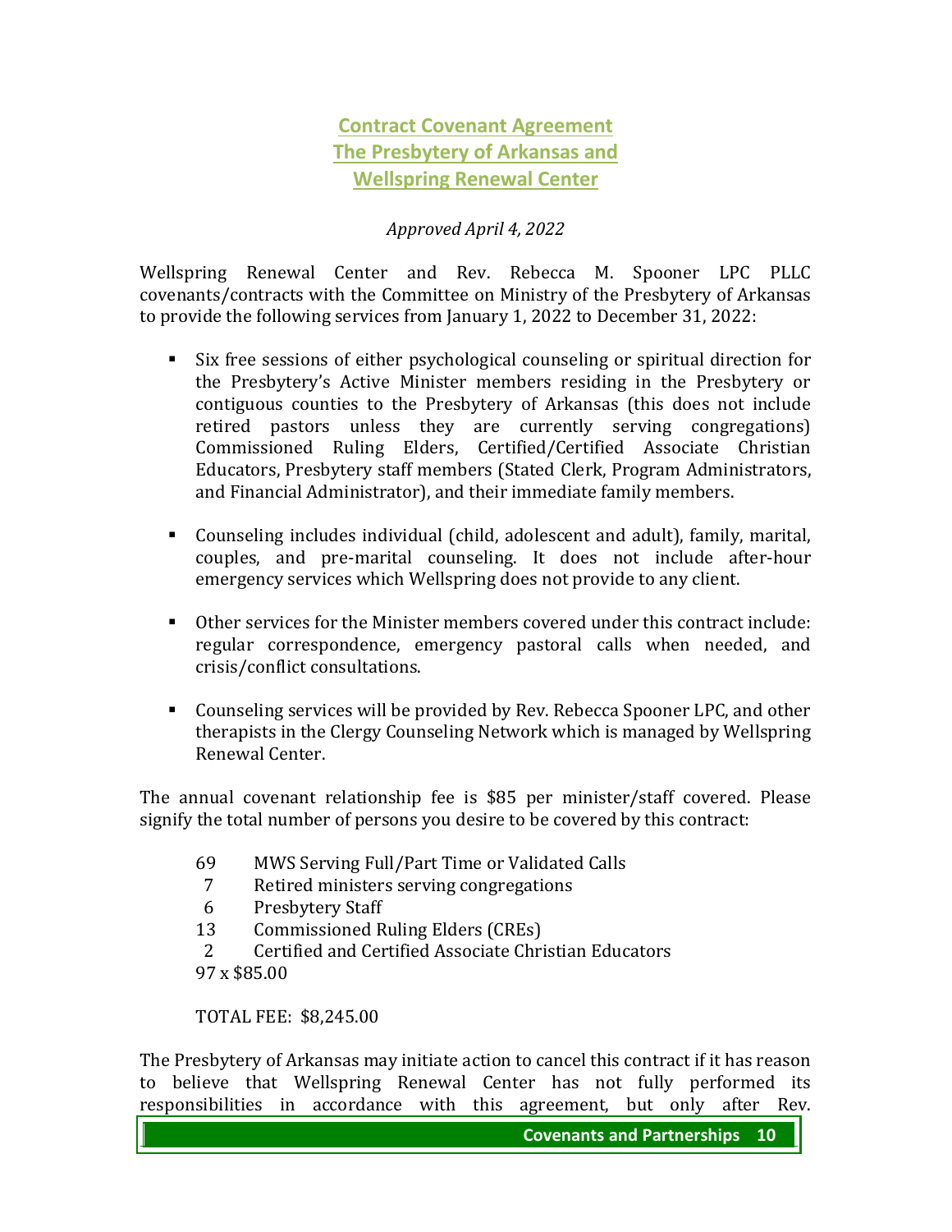## Contract Covenant Agreement
## The Presbytery of Arkansas and
## Wellspring Renewal Center

*Approved April 4, 2022*

Wellspring Renewal Center and Rev. Rebecca M. Spooner LPC PLLC covenants/contracts with the Committee on Ministry of the Presbytery of Arkansas to provide the following services from January 1, 2022 to December 31, 2022:

- Six free sessions of either psychological counseling or spiritual direction for the Presbytery's Active Minister members residing in the Presbytery or contiguous counties to the Presbytery of Arkansas (this does not include retired pastors unless they are currently serving congregations) Commissioned Ruling Elders, Certified/Certified Associate Christian Educators, Presbytery staff members (Stated Clerk, Program Administrators, and Financial Administrator), and their immediate family members.

- Counseling includes individual (child, adolescent and adult), family, marital, couples, and pre-marital counseling. It does not include after-hour emergency services which Wellspring does not provide to any client.

- Other services for the Minister members covered under this contract include: regular correspondence, emergency pastoral calls when needed, and crisis/conflict consultations.

- Counseling services will be provided by Rev. Rebecca Spooner LPC, and other therapists in the Clergy Counseling Network which is managed by Wellspring Renewal Center.

The annual covenant relationship fee is $85 per minister/staff covered. Please signify the total number of persons you desire to be covered by this contract:

69 MWS Serving Full/Part Time or Validated Calls
7 Retired ministers serving congregations
6 Presbytery Staff
13 Commissioned Ruling Elders (CREs)
2 Certified and Certified Associate Christian Educators
97 x $85.00

TOTAL FEE: $8,245.00

The Presbytery of Arkansas may initiate action to cancel this contract if it has reason to believe that Wellspring Renewal Center has not fully performed its responsibilities in accordance with this agreement, but only after Rev.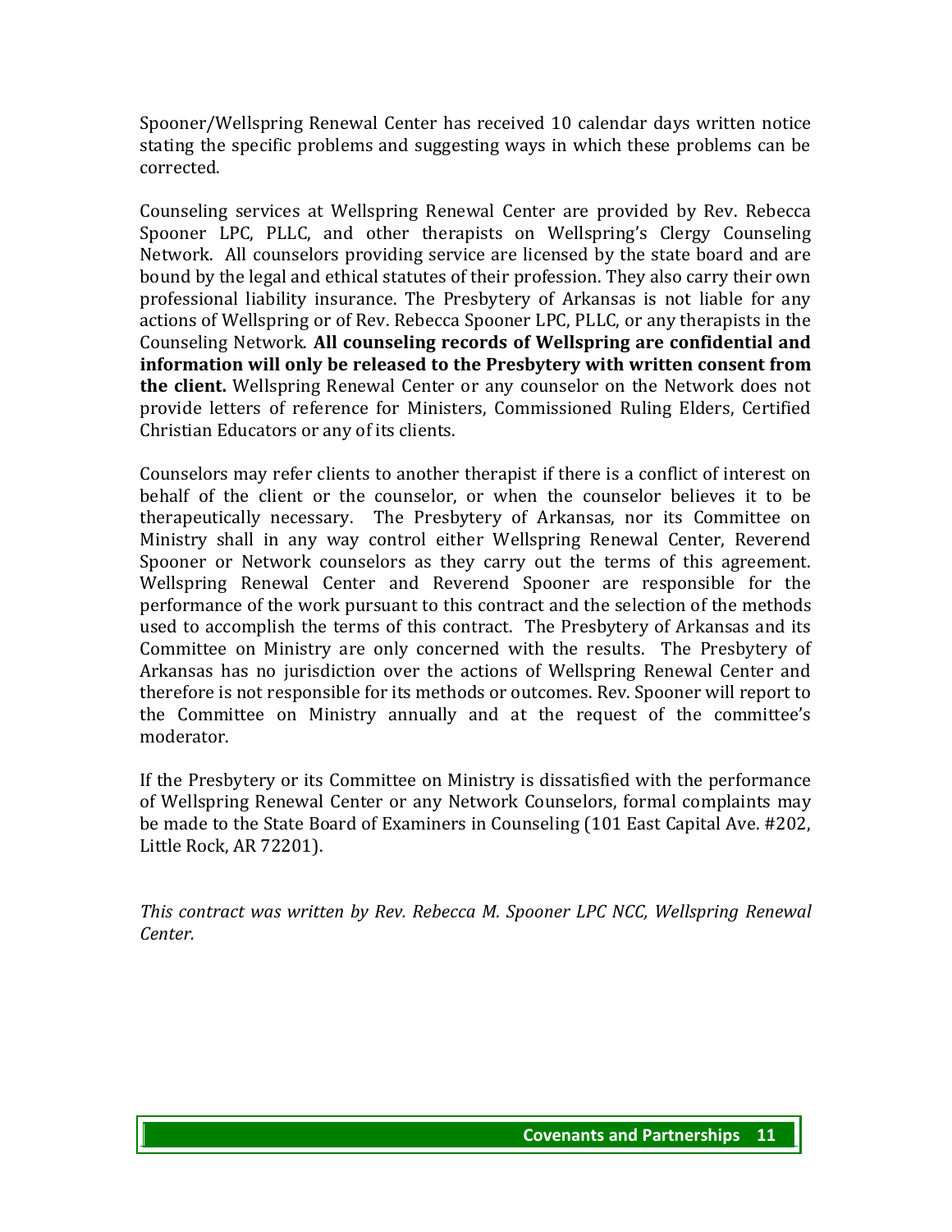Spooner/Wellspring Renewal Center has received 10 calendar days written notice stating the specific problems and suggesting ways in which these problems can be corrected.

Counseling services at Wellspring Renewal Center are provided by Rev. Rebecca Spooner LPC, PLLC, and other therapists on Wellspring's Clergy Counseling Network. All counselors providing service are licensed by the state board and are bound by the legal and ethical statutes of their profession. They also carry their own professional liability insurance. The Presbytery of Arkansas is not liable for any actions of Wellspring or of Rev. Rebecca Spooner LPC, PLLC, or any therapists in the Counseling Network. **All counseling records of Wellspring are confidential and information will only be released to the Presbytery with written consent from the client.** Wellspring Renewal Center or any counselor on the Network does not provide letters of reference for Ministers, Commissioned Ruling Elders, Certified Christian Educators or any of its clients.

Counselors may refer clients to another therapist if there is a conflict of interest on behalf of the client or the counselor, or when the counselor believes it to be therapeutically necessary. The Presbytery of Arkansas, nor its Committee on Ministry shall in any way control either Wellspring Renewal Center, Reverend Spooner or Network counselors as they carry out the terms of this agreement. Wellspring Renewal Center and Reverend Spooner are responsible for the performance of the work pursuant to this contract and the selection of the methods used to accomplish the terms of this contract. The Presbytery of Arkansas and its Committee on Ministry are only concerned with the results. The Presbytery of Arkansas has no jurisdiction over the actions of Wellspring Renewal Center and therefore is not responsible for its methods or outcomes. Rev. Spooner will report to the Committee on Ministry annually and at the request of the committee's moderator.

If the Presbytery or its Committee on Ministry is dissatisfied with the performance of Wellspring Renewal Center or any Network Counselors, formal complaints may be made to the State Board of Examiners in Counseling (101 East Capital Ave. #202, Little Rock, AR 72201).

*This contract was written by Rev. Rebecca M. Spooner LPC NCC, Wellspring Renewal Center.*